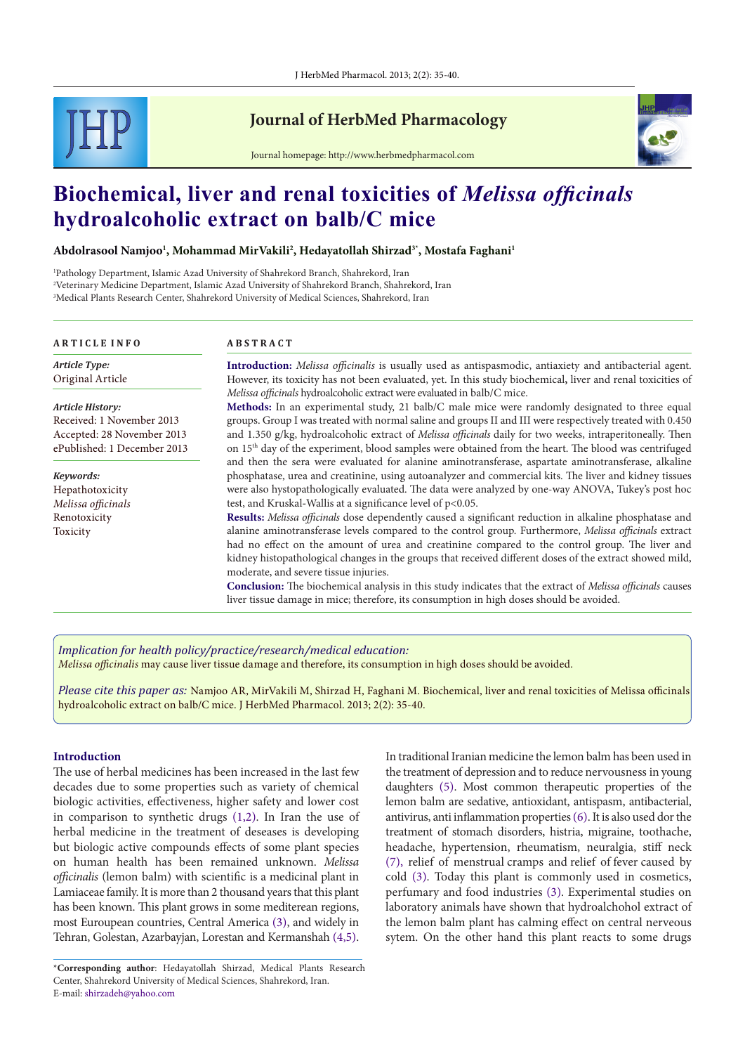# Biochemical, liver and renal toxicities of *Melissa officinals* hydroalcoholic extract on balb/C mice

**Abdolrasool Namjoo[1], Mohammad MirVakili[2], Hedayatollah Shirzad[3*], Mostafa Faghani[1]**

[1]Pathology Department, Islamic Azad University of Shahrekord Branch, Shahrekord, Iran
[2]Veterinary Medicine Department, Islamic Azad University of Shahrekord Branch, Shahrekord, Iran
[3]Medical Plants Research Center, Shahrekord University of Medical Sciences, Shahrekord, Iran

## ARTICLE INFO

*Article Type:*
Original Article

*Article History:*
Received: 1 November 2013
Accepted: 28 November 2013
ePublished: 1 December 2013

*Keywords:*
Hepathotoxicity
*Melissa officinals*
Renotoxicity
Toxicity

## ABSTRACT

**Introduction:** *Melissa officinalis* is usually used as antispasmodic, antiaxiety and antibacterial agent. However, its toxicity has not been evaluated, yet. In this study biochemical**,** liver and renal toxicities of *Melissa officinals* hydroalcoholic extract were evaluated in balb/C mice.

**Methods:** In an experimental study, 21 balb/C male mice were randomly designated to three equal groups. Group I was treated with normal saline and groups II and III were respectively treated with 0.450 and 1.350 g/kg, hydroalcoholic extract of *Melissa officinals* daily for two weeks, intraperitoneally. Then on 15th day of the experiment, blood samples were obtained from the heart. The blood was centrifuged and then the sera were evaluated for alanine aminotransferase, aspartate aminotransferase, alkaline phosphatase, urea and creatinine, using autoanalyzer and commercial kits. The liver and kidney tissues were also hystopathologically evaluated. The data were analyzed by one-way ANOVA, Tukey's post hoc test, and Kruskal-Wallis at a significance level of $p<0.05$.

**Results:** *Melissa officinals* dose dependently caused a significant reduction in alkaline phosphatase and alanine aminotransferase levels compared to the control group. Furthermore, *Melissa officinals* extract had no effect on the amount of urea and creatinine compared to the control group. The liver and kidney histopathological changes in the groups that received different doses of the extract showed mild, moderate, and severe tissue injuries.

**Conclusion:** The biochemical analysis in this study indicates that the extract of *Melissa officinals* causes liver tissue damage in mice; therefore, its consumption in high doses should be avoided.

*Implication for health policy/practice/research/medical education:*
*Melissa officinalis* may cause liver tissue damage and therefore, its consumption in high doses should be avoided.

*Please cite this paper as:* Namjoo AR, MirVakili M, Shirzad H, Faghani M. Biochemical, liver and renal toxicities of Melissa officinals hydroalcoholic extract on balb/C mice. J HerbMed Pharmacol. 2013; 2(2): 35-40.

## Introduction

The use of herbal medicines has been increased in the last few decades due to some properties such as variety of chemical biologic activities, effectiveness, higher safety and lower cost in comparison to synthetic drugs (1,2). In Iran the use of herbal medicine in the treatment of deseases is developing but biologic active compounds effects of some plant species on human health has been remained unknown. *Melissa officinalis* (lemon balm) with scientific is a medicinal plant in Lamiaceae family. It is more than 2 thousand years that this plant has been known. This plant grows in some mediterean regions, most Euroupean countries, Central America (3), and widely in Tehran, Golestan, Azarbayjan, Lorestan and Kermanshah (4,5).

In traditional Iranian medicine the lemon balm has been used in the treatment of depression and to reduce nervousness in young daughters (5). Most common therapeutic properties of the lemon balm are sedative, antioxidant, antispasm, antibacterial, antivirus, anti inflammation properties (6). It is also used dor the treatment of stomach disorders, histria, migraine, toothache, headache, hypertension, rheumatism, neuralgia, stiff neck (7), relief of menstrual cramps and relief of fever caused by cold (3). Today this plant is commonly used in cosmetics, perfumary and food industries (3). Experimental studies on laboratory animals have shown that hydroalchohol extract of the lemon balm plant has calming effect on central nerveous sytem. On the other hand this plant reacts to some drugs

*Corresponding author: Hedayatollah Shirzad, Medical Plants Research Center, Shahrekord University of Medical Sciences, Shahrekord, Iran.
E-mail: shirzadeh@yahoo.com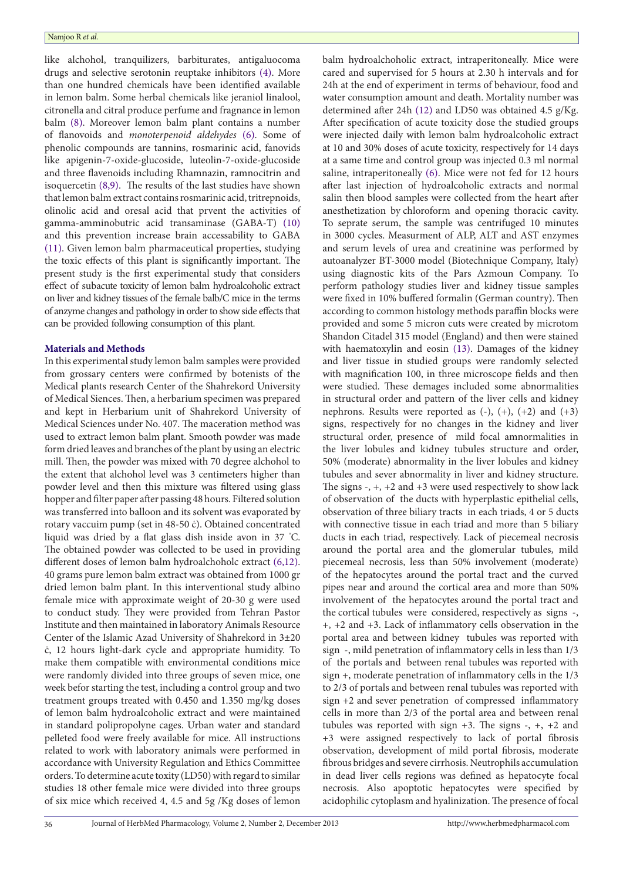like alchohol, tranquilizers, barbiturates, antigaluocoma drugs and selective serotonin reuptake inhibitors (4). More than one hundred chemicals have been identified available in lemon balm. Some herbal chemicals like jeraniol linalool, citronella and citral produce perfume and fragnance in lemon balm (8). Moreover lemon balm plant contains a number of flanovoids and *monoterpenoid aldehydes* (6). Some of phenolic compounds are tannins, rosmarinic acid, fanovids like apigenin-7-oxide-glucoside, luteolin-7-oxide-glucoside and three flavenoids including Rhamnazin, ramnocitrin and isoquercetin (8,9). The results of the last studies have shown that lemon balm extract contains rosmarinic acid, tritrepnoids, olinolic acid and oresal acid that prvent the activities of gamma-amminobutric acid transaminase (GABA-T) (10) and this prevention increase brain accessability to GABA (11). Given lemon balm pharmaceutical properties, studying the toxic effects of this plant is significantly important. The present study is the first experimental study that considers effect of subacute toxicity of lemon balm hydroalcoholic extract on liver and kidney tissues of the female balb/C mice in the terms of anzyme changes and pathology in order to show side effects that can be provided following consumption of this plant.

## Materials and Methods

In this experimental study lemon balm samples were provided from grossary centers were confirmed by botenists of the Medical plants research Center of the Shahrekord University of Medical Siences. Then, a herbarium specimen was prepared and kept in Herbarium unit of Shahrekord University of Medical Sciences under No. 407. The maceration method was used to extract lemon balm plant. Smooth powder was made form dried leaves and branches of the plant by using an electric mill. Then, the powder was mixed with 70 degree alchohol to the extent that alchohol level was 3 centimeters higher than powder level and then this mixture was filtered using glass hopper and filter paper after passing 48 hours. Filtered solution was transferred into balloon and its solvent was evaporated by rotary vaccuim pump (set in 48-50 ċ). Obtained concentrated liquid was dried by a flat glass dish inside avon in 37 ˚C. The obtained powder was collected to be used in providing different doses of lemon balm hydroalcoholc extract (6,12). 40 grams pure lemon balm extract was obtained from 1000 gr dried lemon balm plant. In this interventional study albino female mice with approximate weight of 20-30 g were used to conduct study. They were provided from Tehran Pastor Institute and then maintained in laboratory Animals Resource Center of the Islamic Azad University of Shahrekord in 3±20 ċ, 12 hours light-dark cycle and appropriate humidity. To make them compatible with environmental conditions mice were randomly divided into three groups of seven mice, one week befor starting the test, including a control group and two treatment groups treated with 0.450 and 1.350 mg/kg doses of lemon balm hydroalcoholic extract and were maintained in standard polipropolyne cages. Urban water and standard pelleted food were freely available for mice. All instructions related to work with laboratory animals were performed in accordance with University Regulation and Ethics Committee orders. To determine acute toxity (LD50) with regard to similar studies 18 other female mice were divided into three groups of six mice which received 4, 4.5 and 5g /Kg doses of lemon balm hydroalchoholic extract, intraperitoneally. Mice were cared and supervised for 5 hours at 2.30 h intervals and for 24h at the end of experiment in terms of behaviour, food and water consumption amount and death. Mortality number was determined after 24h (12) and LD50 was obtained 4.5 g/Kg. After specification of acute toxicity dose the studied groups were injected daily with lemon balm hydroalcoholic extract at 10 and 30% doses of acute toxicity, respectively for 14 days at a same time and control group was injected 0.3 ml normal saline, intraperitoneally (6). Mice were not fed for 12 hours after last injection of hydroalcoholic extracts and normal salin then blood samples were collected from the heart after anesthetization by chloroform and opening thoracic cavity. To seprate serum, the sample was centrifuged 10 minutes in 3000 cycles. Measurment of ALP, ALT and AST enzymes and serum levels of urea and creatinine was performed by autoanalyzer BT-3000 model (Biotechnique Company, Italy) using diagnostic kits of the Pars Azmoun Company. To perform pathology studies liver and kidney tissue samples were fixed in 10% buffered formalin (German country). Then according to common histology methods paraffin blocks were provided and some 5 micron cuts were created by microtom Shandon Citadel 315 model (England) and then were stained with haematoxylin and eosin (13). Damages of the kidney and liver tissue in studied groups were randomly selected with magnification 100, in three microscope fields and then were studied. These demages included some abnormalities in structural order and pattern of the liver cells and kidney nephrons. Results were reported as (-), (+), (+2) and (+3) signs, respectively for no changes in the kidney and liver structural order, presence of mild focal amnormalities in the liver lobules and kidney tubules structure and order, 50% (moderate) abnormality in the liver lobules and kidney tubules and sever abnormality in liver and kidney structure. The signs -, +, +2 and +3 were used respectively to show lack of observation of the ducts with hyperplastic epithelial cells, observation of three biliary tracts in each triads, 4 or 5 ducts with connective tissue in each triad and more than 5 biliary ducts in each triad, respectively. Lack of piecemeal necrosis around the portal area and the glomerular tubules, mild piecemeal necrosis, less than 50% involvement (moderate) of the hepatocytes around the portal tract and the curved pipes near and around the cortical area and more than 50% involvement of the hepatocytes around the portal tract and the cortical tubules were considered, respectively as signs -, +, +2 and +3. Lack of inflammatory cells observation in the portal area and between kidney tubules was reported with sign -, mild penetration of inflammatory cells in less than 1/3 of the portals and between renal tubules was reported with sign +, moderate penetration of inflammatory cells in the 1/3 to 2/3 of portals and between renal tubules was reported with sign +2 and sever penetration of compressed inflammatory cells in more than 2/3 of the portal area and between renal tubules was reported with sign +3. The signs -, +, +2 and +3 were assigned respectively to lack of portal fibrosis observation, development of mild portal fibrosis, moderate fibrous bridges and severe cirrhosis. Neutrophils accumulation in dead liver cells regions was defined as hepatocyte focal necrosis. Also apoptotic hepatocytes were specified by acidophilic cytoplasm and hyalinization. The presence of focal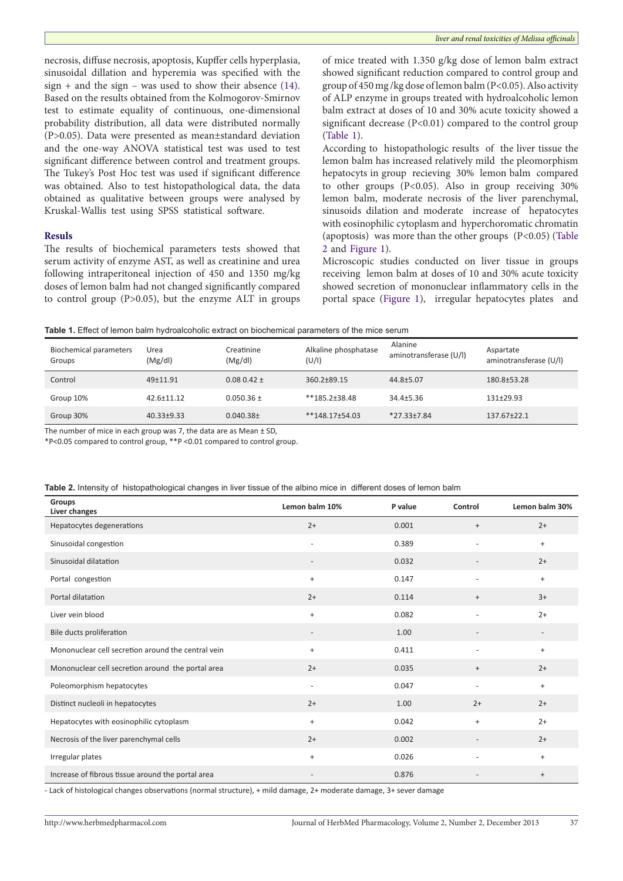necrosis, diffuse necrosis, apoptosis, Kupffer cells hyperplasia, sinusoidal dillation and hyperemia was specified with the sign + and the sign – was used to show their absence (14). Based on the results obtained from the Kolmogorov-Smirnov test to estimate equality of continuous, one-dimensional probability distribution, all data were distributed normally (P>0.05). Data were presented as mean±standard deviation and the one-way ANOVA statistical test was used to test significant difference between control and treatment groups. The Tukey's Post Hoc test was used if significant difference was obtained. Also to test histopathological data, the data obtained as qualitative between groups were analysed by Kruskal-Wallis test using SPSS statistical software.

## Resuls

The results of biochemical parameters tests showed that serum activity of enzyme AST, as well as creatinine and urea following intraperitoneal injection of 450 and 1350 mg/kg doses of lemon balm had not changed significantly compared to control group (P>0.05), but the enzyme ALT in groups of mice treated with 1.350 g/kg dose of lemon balm extract showed significant reduction compared to control group and group of 450 mg /kg dose of lemon balm (P<0.05). Also activity of ALP enzyme in groups treated with hydroalcoholic lemon balm extract at doses of 10 and 30% acute toxicity showed a significant decrease (P<0.01) compared to the control group (Table 1).

According to histopathologic results of the liver tissue the lemon balm has increased relatively mild the pleomorphism hepatocyts in group recieving 30% lemon balm compared to other groups (P<0.05). Also in group receiving 30% lemon balm, moderate necrosis of the liver parenchymal, sinusoids dilation and moderate increase of hepatocytes with eosinophilic cytoplasm and hyperchoromatic chromatin (apoptosis) was more than the other groups (P<0.05) (Table 2 and Figure 1).

Microscopic studies conducted on liver tissue in groups receiving lemon balm at doses of 10 and 30% acute toxicity showed secretion of mononuclear inflammatory cells in the portal space (Figure 1), irregular hepatocytes plates and

**Table 1.** Effect of lemon balm hydroalcoholic extract on biochemical parameters of the mice serum

| Biochemical parameters Groups | Urea (Mg/dl) | Creatinine (Mg/dl) | Alkaline phosphatase (U/l) | Alanine aminotransferase (U/l) | Aspartate aminotransferase (U/l) |
|---|---|---|---|---|---|
| Control | 49±11.91 | 0.08 0.42 ± | 360.2±89.15 | 44.8±5.07 | 180.8±53.28 |
| Group 10% | 42.6±11.12 | 0.050.36 ± | **185.2±38.48 | 34.4±5.36 | 131±29.93 |
| Group 30% | 40.33±9.33 | 0.040.38± | **148.17±54.03 | *27.33±7.84 | 137.67±22.1 |

The number of mice in each group was 7, the data are as Mean ± SD,

*P<0.05 compared to control group, **P <0.01 compared to control group.

**Table 2.** Intensity of histopathological changes in liver tissue of the albino mice in different doses of lemon balm

| Groups Liver changes | Lemon balm 10% | P value | Control | Lemon balm 30% |
|---|---|---|---|---|
| Hepatocytes degenerations | 2+ | 0.001 | + | 2+ |
| Sinusoidal congestion | - | 0.389 | - | + |
| Sinusoidal dilatation | - | 0.032 | - | 2+ |
| Portal congestion | + | 0.147 | - | + |
| Portal dilatation | 2+ | 0.114 | + | 3+ |
| Liver vein blood | + | 0.082 | - | 2+ |
| Bile ducts proliferation | - | 1.00 | - | - |
| Mononuclear cell secretion around the central vein | + | 0.411 | - | + |
| Mononuclear cell secretion around the portal area | 2+ | 0.035 | + | 2+ |
| Poleomorphism hepatocytes | - | 0.047 | - | + |
| Distinct nucleoli in hepatocytes | 2+ | 1.00 | 2+ | 2+ |
| Hepatocytes with eosinophilic cytoplasm | + | 0.042 | + | 2+ |
| Necrosis of the liver parenchymal cells | 2+ | 0.002 | - | 2+ |
| Irregular plates | + | 0.026 | - | + |
| Increase of fibrous tissue around the portal area | - | 0.876 | - | + |

- Lack of histological changes observations (normal structure), + mild damage, 2+ moderate damage, 3+ sever damage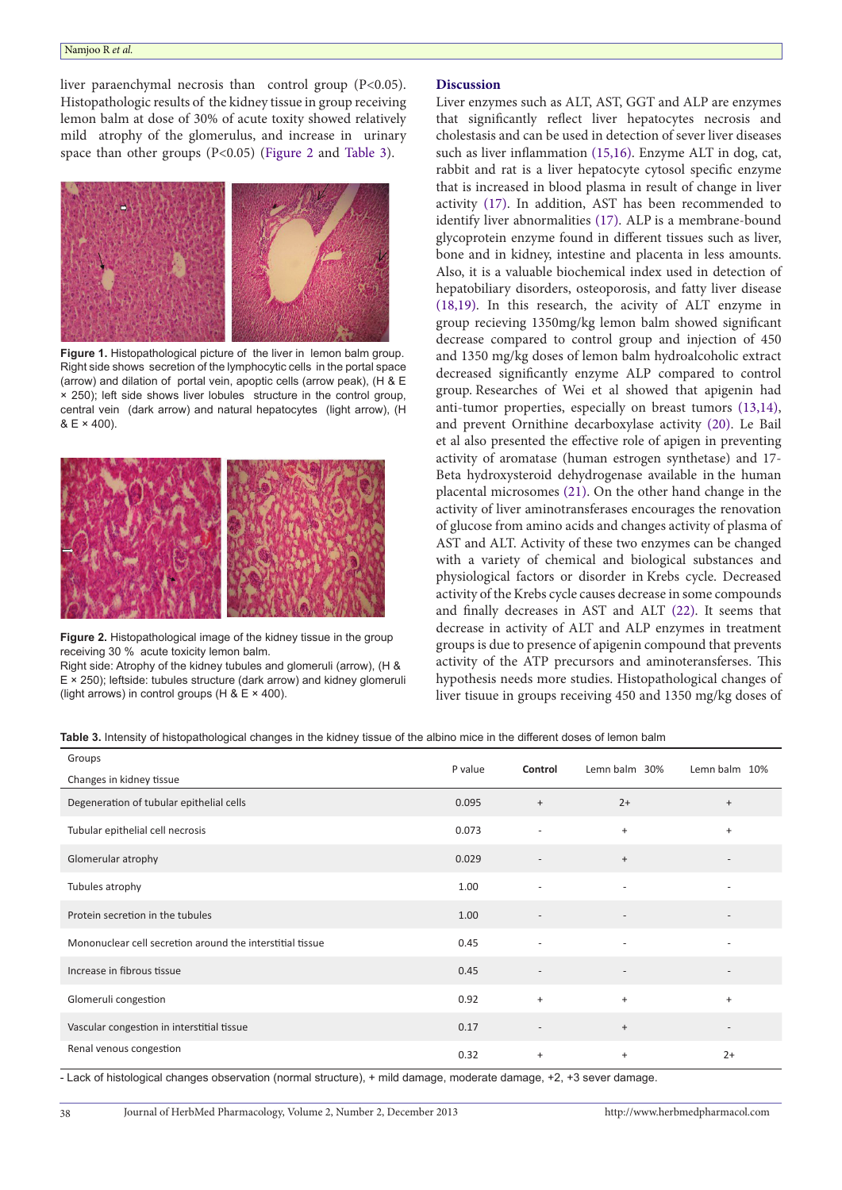liver paraenchymal necrosis than control group (P<0.05). Histopathologic results of the kidney tissue in group receiving lemon balm at dose of 30% of acute toxity showed relatively mild atrophy of the glomerulus, and increase in urinary space than other groups (P<0.05) (Figure 2 and Table 3).

**Figure 1.** Histopathological picture of the liver in lemon balm group. Right side shows secretion of the lymphocytic cells in the portal space (arrow) and dilation of portal vein, apoptic cells (arrow peak), (H & E × 250); left side shows liver lobules structure in the control group, central vein (dark arrow) and natural hepatocytes (light arrow), (H & E × 400).

**Figure 2.** Histopathological image of the kidney tissue in the group receiving 30 % acute toxicity lemon balm.
Right side: Atrophy of the kidney tubules and glomeruli (arrow), (H & E × 250); leftside: tubules structure (dark arrow) and kidney glomeruli (light arrows) in control groups (H & E × 400).

## Discussion

Liver enzymes such as ALT, AST, GGT and ALP are enzymes that significantly reflect liver hepatocytes necrosis and cholestasis and can be used in detection of sever liver diseases such as liver inflammation (15,16). Enzyme ALT in dog, cat, rabbit and rat is a liver hepatocyte cytosol specific enzyme that is increased in blood plasma in result of change in liver activity (17). In addition, AST has been recommended to identify liver abnormalities (17). ALP is a membrane-bound glycoprotein enzyme found in different tissues such as liver, bone and in kidney, intestine and placenta in less amounts. Also, it is a valuable biochemical index used in detection of hepatobiliary disorders, osteoporosis, and fatty liver disease (18,19). In this research, the acivity of ALT enzyme in group recieving 1350mg/kg lemon balm showed significant decrease compared to control group and injection of 450 and 1350 mg/kg doses of lemon balm hydroalcoholic extract decreased significantly enzyme ALP compared to control group. Researches of Wei et al showed that apigenin had anti-tumor properties, especially on breast tumors (13,14), and prevent Ornithine decarboxylase activity (20). Le Bail et al also presented the effective role of apigen in preventing activity of aromatase (human estrogen synthetase) and 17-Beta hydroxysteroid dehydrogenase available in the human placental microsomes (21). On the other hand change in the activity of liver aminotransferases encourages the renovation of glucose from amino acids and changes activity of plasma of AST and ALT. Activity of these two enzymes can be changed with a variety of chemical and biological substances and physiological factors or disorder in Krebs cycle. Decreased activity of the Krebs cycle causes decrease in some compounds and finally decreases in AST and ALT (22). It seems that decrease in activity of ALT and ALP enzymes in treatment groups is due to presence of apigenin compound that prevents activity of the ATP precursors and aminoteransferses. This hypothesis needs more studies. Histopathological changes of liver tisuue in groups receiving 450 and 1350 mg/kg doses of

**Table 3.** Intensity of histopathological changes in the kidney tissue of the albino mice in the different doses of lemon balm

| Groups / Changes in kidney tissue | P value | Control | Lemn balm 30% | Lemn balm 10% |
|---|---|---|---|---|
| Degeneration of tubular epithelial cells | 0.095 | + | 2+ | + |
| Tubular epithelial cell necrosis | 0.073 | - | + | + |
| Glomerular atrophy | 0.029 | - | + | - |
| Tubules atrophy | 1.00 | - | - | - |
| Protein secretion in the tubules | 1.00 | - | - | - |
| Mononuclear cell secretion around the interstitial tissue | 0.45 | - | - | - |
| Increase in fibrous tissue | 0.45 | - | - | - |
| Glomeruli congestion | 0.92 | + | + | + |
| Vascular congestion in interstitial tissue | 0.17 | - | + | - |
| Renal venous congestion | 0.32 | + | + | 2+ |

- Lack of histological changes observation (normal structure), + mild damage, moderate damage, +2, +3 sever damage.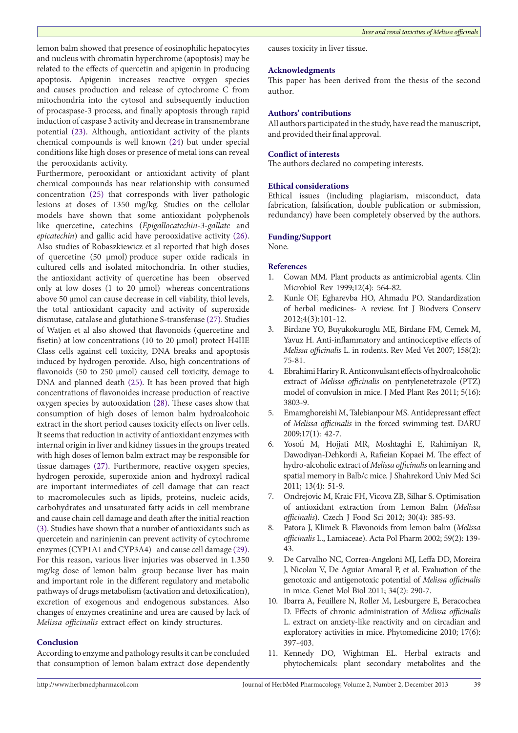lemon balm showed that presence of eosinophilic hepatocytes and nucleus with chromatin hyperchrome (apoptosis) may be related to the effects of quercetin and apigenin in producing apoptosis. Apigenin increases reactive oxygen species and causes production and release of cytochrome C from mitochondria into the cytosol and subsequently induction of procaspase-3 process, and finally apoptosis through rapid induction of caspase 3 activity and decrease in transmembrane potential (23). Although, antioxidant activity of the plants chemical compounds is well known (24) but under special conditions like high doses or presence of metal ions can reveal the perooxidants activity.

Furthermore, perooxidant or antioxidant activity of plant chemical compounds has near relationship with consumed concentration (25) that corresponds with liver pathologic lesions at doses of 1350 mg/kg. Studies on the cellular models have shown that some antioxidant polyphenols like quercetine, catechins (*Epigallocatechin-3-gallate* and *epicatechin*) and gallic acid have perooxidative activity (26). Also studies of Robaszkiewicz et al reported that high doses of quercetine (50 µmol) produce super oxide radicals in cultured cells and isolated mitochondria. In other studies, the antioxidant activity of quercetine has been observed only at low doses (1 to 20 µmol) whereas concentrations above 50 µmol can cause decrease in cell viability, thiol levels, the total antioxidant capacity and activity of superoxide dismutase, catalase and glutathione S-transferase (27). Studies of Watjen et al also showed that flavonoids (quercetine and fisetin) at low concentrations (10 to 20 µmol) protect H4IIE Class cells against cell toxicity, DNA breaks and apoptosis induced by hydrogen peroxide. Also, high concentrations of flavonoids (50 to 250 µmol) caused cell toxicity, damage to DNA and planned death (25). It has been proved that high concentrations of flavonoides increase production of reactive oxygen species by autooxidation (28). These cases show that consumption of high doses of lemon balm hydroalcohoic extract in the short period causes toxicity effects on liver cells. It seems that reduction in activity of antioxidant enzymes with internal origin in liver and kidney tissues in the groups treated with high doses of lemon balm extract may be responsible for tissue damages (27). Furthermore, reactive oxygen species, hydrogen peroxide, superoxide anion and hydroxyl radical are important intermediates of cell damage that can react to macromolecules such as lipids, proteins, nucleic acids, carbohydrates and unsaturated fatty acids in cell membrane and cause chain cell damage and death after the initial reaction (3). Studies have shown that a number of antioxidants such as quercetein and narinjenin can prevent activity of cytochrome enzymes (CYP1A1 and CYP3A4) and cause cell damage (29). For this reason, various liver injuries was observed in 1.350 mg/kg dose of lemon balm group because liver has main and important role in the different regulatory and metabolic pathways of drugs metabolism (activation and detoxification), excretion of exogenous and endogenous substances. Also changes of enzymes creatinine and urea are caused by lack of *Melissa officinalis* extract effect on kindy structures.

## Conclusion

According to enzyme and pathology results it can be concluded that consumption of lemon balam extract dose dependently causes toxicity in liver tissue.

## Acknowledgments

This paper has been derived from the thesis of the second author.

## Authors' contributions

All authors participated in the study, have read the manuscript, and provided their final approval.

## Conflict of interests

The authors declared no competing interests.

## Ethical considerations

Ethical issues (including plagiarism, misconduct, data fabrication, falsification, double publication or submission, redundancy) have been completely observed by the authors.

## Funding/Support

None.

## References

1. Cowan MM. Plant products as antimicrobial agents. Clin Microbiol Rev 1999;12(4): 564-82.
2. Kunle OF, Egharevba HO, Ahmadu PO. Standardization of herbal medicines- A review. Int J Biodvers Conserv 2012;4(3):101-12.
3. Birdane YO, Buyukokuroglu ME, Birdane FM, Cemek M, Yavuz H. Anti-inflammatory and antinociceptive effects of *Melissa officinalis* L. in rodents. Rev Med Vet 2007; 158(2): 75-81.
4. Ebrahimi Hariry R. Anticonvulsant effects of hydroalcoholic extract of *Melissa officinalis* on pentylenetetrazole (PTZ) model of convulsion in mice. J Med Plant Res 2011; 5(16): 3803-9.
5. Emamghoreishi M, Talebianpour MS. Antidepressant effect of *Melissa officinalis* in the forced swimming test. DARU 2009;17(1): 42-7.
6. Yosofi M, Hojjati MR, Moshtaghi E, Rahimiyan R, Dawodiyan-Dehkordi A, Rafieian Kopaei M. The effect of hydro-alcoholic extract of *Melissa officinalis* on learning and spatial memory in Balb/c mice. J Shahrekord Univ Med Sci 2011; 13(4): 51-9.
7. Ondrejovic M, Kraic FH, Vicova ZB, Silhar S. Optimisation of antioxidant extraction from Lemon Balm (*Melissa officinalis*). Czech J Food Sci 2012; 30(4): 385-93.
8. Patora J, Klimek B. Flavonoids from lemon balm (*Melissa officinalis* L., Lamiaceae). Acta Pol Pharm 2002; 59(2): 139-43.
9. De Carvalho NC, Correa-Angeloni MJ, Leffa DD, Moreira J, Nicolau V, De Aguiar Amaral P, et al. Evaluation of the genotoxic and antigenotoxic potential of *Melissa officinalis* in mice. Genet Mol Biol 2011; 34(2): 290-7.
10. Ibarra A, Feuillere N, Roller M, Lesburgere E, Beracochea D. Effects of chronic administration of *Melissa officinalis* L. extract on anxiety-like reactivity and on circadian and exploratory activities in mice. Phytomedicine 2010; 17(6): 397-403.
11. Kennedy DO, Wightman EL. Herbal extracts and phytochemicals: plant secondary metabolites and the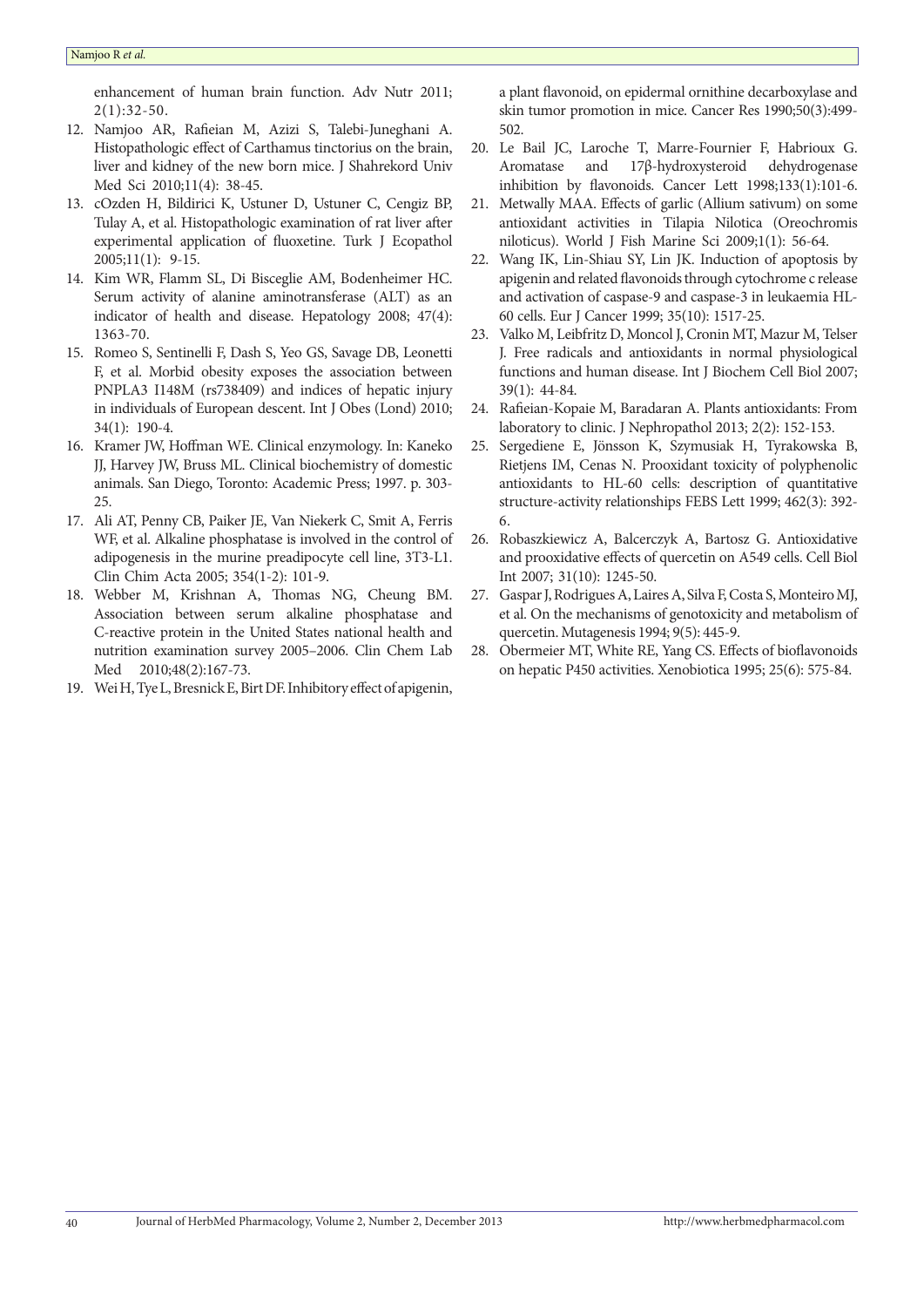enhancement of human brain function. Adv Nutr 2011; 2(1):32-50.

12. Namjoo AR, Rafieian M, Azizi S, Talebi-Juneghani A. Histopathologic effect of Carthamus tinctorius on the brain, liver and kidney of the new born mice. J Shahrekord Univ Med Sci 2010;11(4): 38-45.
13. cOzden H, Bildirici K, Ustuner D, Ustuner C, Cengiz BP, Tulay A, et al. Histopathologic examination of rat liver after experimental application of fluoxetine. Turk J Ecopathol 2005;11(1): 9-15.
14. Kim WR, Flamm SL, Di Bisceglie AM, Bodenheimer HC. Serum activity of alanine aminotransferase (ALT) as an indicator of health and disease. Hepatology 2008; 47(4): 1363-70.
15. Romeo S, Sentinelli F, Dash S, Yeo GS, Savage DB, Leonetti F, et al. Morbid obesity exposes the association between PNPLA3 I148M (rs738409) and indices of hepatic injury in individuals of European descent. Int J Obes (Lond) 2010; 34(1): 190-4.
16. Kramer JW, Hoffman WE. Clinical enzymology. In: Kaneko JJ, Harvey JW, Bruss ML. Clinical biochemistry of domestic animals. San Diego, Toronto: Academic Press; 1997. p. 303-25.
17. Ali AT, Penny CB, Paiker JE, Van Niekerk C, Smit A, Ferris WF, et al. Alkaline phosphatase is involved in the control of adipogenesis in the murine preadipocyte cell line, 3T3-L1. Clin Chim Acta 2005; 354(1-2): 101-9.
18. Webber M, Krishnan A, Thomas NG, Cheung BM. Association between serum alkaline phosphatase and C-reactive protein in the United States national health and nutrition examination survey 2005–2006. Clin Chem Lab Med 2010;48(2):167-73.
19. Wei H, Tye L, Bresnick E, Birt DF. Inhibitory effect of apigenin, a plant flavonoid, on epidermal ornithine decarboxylase and skin tumor promotion in mice. Cancer Res 1990;50(3):499-502.
20. Le Bail JC, Laroche T, Marre-Fournier F, Habrioux G. Aromatase and 17β-hydroxysteroid dehydrogenase inhibition by flavonoids. Cancer Lett 1998;133(1):101-6.
21. Metwally MAA. Effects of garlic (Allium sativum) on some antioxidant activities in Tilapia Nilotica (Oreochromis niloticus). World J Fish Marine Sci 2009;1(1): 56-64.
22. Wang IK, Lin-Shiau SY, Lin JK. Induction of apoptosis by apigenin and related flavonoids through cytochrome c release and activation of caspase-9 and caspase-3 in leukaemia HL-60 cells. Eur J Cancer 1999; 35(10): 1517-25.
23. Valko M, Leibfritz D, Moncol J, Cronin MT, Mazur M, Telser J. Free radicals and antioxidants in normal physiological functions and human disease. Int J Biochem Cell Biol 2007; 39(1): 44-84.
24. Rafieian-Kopaie M, Baradaran A. Plants antioxidants: From laboratory to clinic. J Nephropathol 2013; 2(2): 152-153.
25. Sergediene E, Jönsson K, Szymusiak H, Tyrakowska B, Rietjens IM, Cenas N. Prooxidant toxicity of polyphenolic antioxidants to HL-60 cells: description of quantitative structure-activity relationships FEBS Lett 1999; 462(3): 392-6.
26. Robaszkiewicz A, Balcerczyk A, Bartosz G. Antioxidative and prooxidative effects of quercetin on A549 cells. Cell Biol Int 2007; 31(10): 1245-50.
27. Gaspar J, Rodrigues A, Laires A, Silva F, Costa S, Monteiro MJ, et al. On the mechanisms of genotoxicity and metabolism of quercetin. Mutagenesis 1994; 9(5): 445-9.
28. Obermeier MT, White RE, Yang CS. Effects of bioflavonoids on hepatic P450 activities. Xenobiotica 1995; 25(6): 575-84.